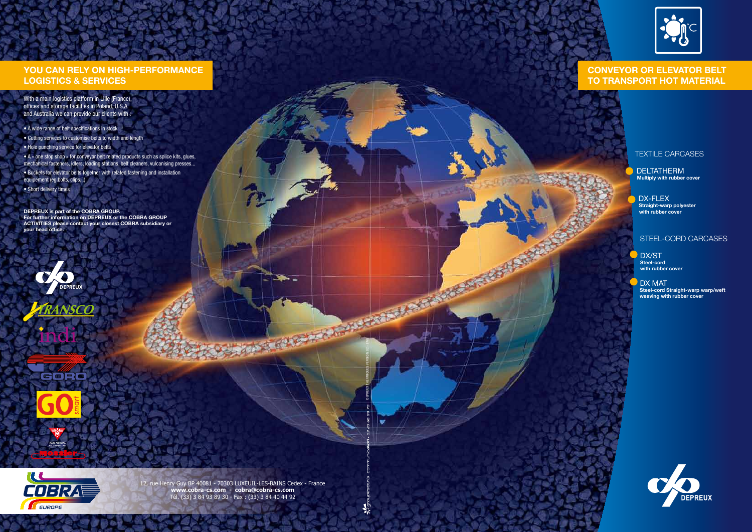## YOU CAN RELY ON HIGH-PERFORMANCE LOGISTICS & SERVICES

With a main logistics platform in Lille (France), offices and storage facilities in Poland, U.S.A and Australia we can provide our clients with :

- A wide range of belt specifications in stock
- Cutting services to customise belts to width and length
- Hole punching service for elevator belts
- A « one stop shop » for conveyor belt related products such as splice kits, glues, mechanical fasteners, idlers, loading stations, belt cleaners, vulcanising presses...
- Buckets for elevator belts together with related fastening and installation equipement (eg:bolts, clips...)
- Short delivery times

**DEPREUX is part of the COBRA GROUP. For further information on DEPREUX or the COBRA GROUP ACTIVITIES please contact your closest COBRA subsidiary or your head office.**

DEPREUX

TRANSCO

indi

GORO

GO smart

Mossier

COBRA EUROPE

12, rue Henry Guy BP 40081 - 70303 LUXEUIL-LES-BAINS Cedex - France
**www.cobra-cs.com - cobra@cobra-cs.com**
Tél. (33) 3 84 93 89 30 - Fax : (33) 3 84 40 44 92

## CONVEYOR OR ELEVATOR BELT TO TRANSPORT HOT MATERIAL

### TEXTILE CARCASES

**DELTATHERM**
Multiply with rubber cover

**DX-FLEX**
Straight-warp polyester with rubber cover

### STEEL-CORD CARCASES

**DX/ST**
Steel-cord with rubber cover

**DX MAT**
Steel-cord Straight-warp warp/weft weaving with rubber cover

DEPREUX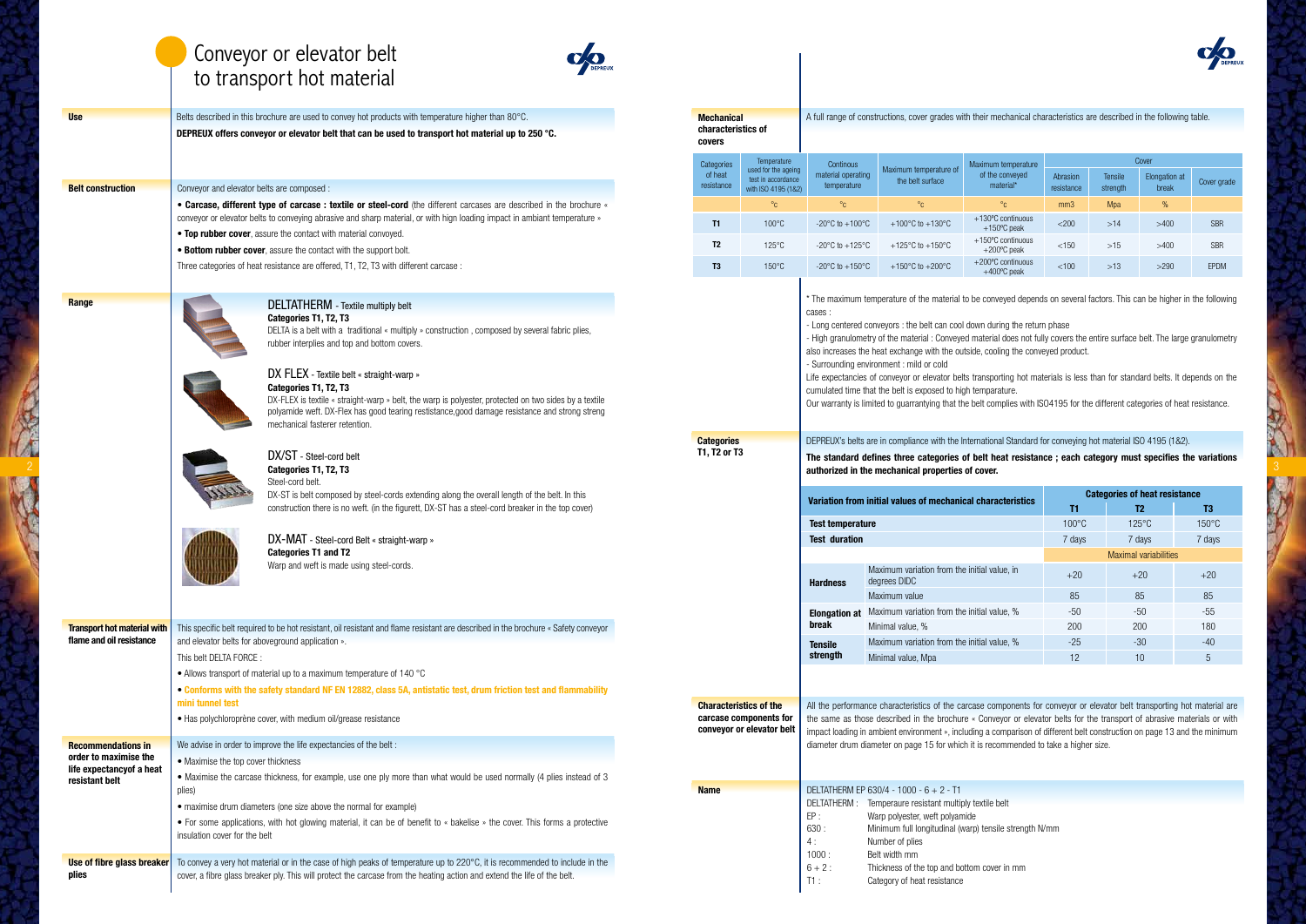# Conveyor or elevator belt to transport hot material

**Use**

Belts described in this brochure are used to convey hot products with temperature higher than 80°C.

**DEPREUX offers conveyor or elevator belt that can be used to transport hot material up to 250 °C.**

**Belt construction**

Conveyor and elevator belts are composed :

- **Carcase, different type of carcase : textile or steel-cord** (the different carcases are described in the brochure « conveyor or elevator belts to conveying abrasive and sharp material, or with hign loading impact in ambiant temperature »
- **Top rubber cover**, assure the contact with material convoyed.
- **Bottom rubber cover**, assure the contact with the support bolt.

Three categories of heat resistance are offered, T1, T2, T3 with different carcase :

**Range**

### DELTATHERM - Textile multiply belt

**Categories T1, T2, T3**

DELTA is a belt with a traditional « multiply » construction , composed by several fabric plies, rubber interplies and top and bottom covers.

### DX FLEX - Textile belt « straight-warp »

**Categories T1, T2, T3**

DX-FLEX is textile « straight-warp » belt, the warp is polyester, protected on two sides by a textile polyamide weft. DX-Flex has good tearing resistance,good damage resistance and strong streng mechanical fasterer retention.

### DX/ST - Steel-cord belt

**Categories T1, T2, T3**

Steel-cord belt.

DX-ST is belt composed by steel-cords extending along the overall length of the belt. In this construction there is no weft. (in the figurett, DX-ST has a steel-cord breaker in the top cover)

### DX-MAT - Steel-cord Belt « straight-warp »

**Categories T1 and T2**

Warp and weft is made using steel-cords.

**Transport hot material with flame and oil resistance**

This specific belt required to be hot resistant, oil resistant and flame resistant are described in the brochure « Safety conveyor and elevator belts for aboveground application ».

This belt DELTA FORCE :

- Allows transport of material up to a maximum temperature of 140 °C
- **Conforms with the safety standard NF EN 12882, class 5A, antistatic test, drum friction test and flammability mini tunnel test**
- Has polychloroprène cover, with medium oil/grease resistance

**Recommendations in order to maximise the life expectancyof a heat resistant belt**

We advise in order to improve the life expectancies of the belt :

- Maximise the top cover thickness
- Maximise the carcase thickness, for example, use one ply more than what would be used normally (4 plies instead of 3 plies)
- maximise drum diameters (one size above the normal for example)
- For some applications, with hot glowing material, it can be of benefit to « bakelise » the cover. This forms a protective insulation cover for the belt

**Use of fibre glass breaker plies**

To convey a very hot material or in the case of high peaks of temperature up to 220°C, it is recommended to include in the cover, a fibre glass breaker ply. This will protect the carcase from the heating action and extend the life of the belt.

**Mechanical characteristics of covers**

A full range of constructions, cover grades with their mechanical characteristics are described in the following table.

| Categories of heat resistance | Temperature used for the ageing test in accordance with ISO 4195 (1&2) | Continous material operating temperature | Maximum temperature of the belt surface | Maximum temperature of the conveyed material* | Cover | | | |
|---|---|---|---|---|---|---|---|---|
| | | | | | Abrasion resistance | Tensile strength | Elongation at break | Cover grade |
| | °c | °c | °c | °c | mm3 | Mpa | % | |
| T1 | 100°C | -20°C to +100°C | +100°C to +130°C | +130°C continuous +150°C peak | <200 | >14 | >400 | SBR |
| T2 | 125°C | -20°C to +125°C | +125°C to +150°C | +150°C continuous +200°C peak | <150 | >15 | >400 | SBR |
| T3 | 150°C | -20°C to +150°C | +150°C to +200°C | +200°C continuous +400°C peak | <100 | >13 | >290 | EPDM |

\* The maximum temperature of the material to be conveyed depends on several factors. This can be higher in the following cases :

- Long centered conveyors : the belt can cool down during the return phase
- High granulometry of the material : Conveyed material does not fully covers the entire surface belt. The large granulometry also increases the heat exchange with the outside, cooling the conveyed product.
- Surrounding environment : mild or cold

Life expectancies of conveyor or elevator belts transporting hot materials is less than for standard belts. It depends on the cumulated time that the belt is exposed to high temparature.

Our warranty is limited to guarrantying that the belt complies with ISO4195 for the different categories of heat resistance.

**Categories T1, T2 or T3**

DEPREUX's belts are in compliance with the International Standard for conveying hot material ISO 4195 (1&2).

**The standard defines three categories of belt heat resistance ; each category must specifies the variations authorized in the mechanical properties of cover.**

| Variation from initial values of mechanical characteristics | | Categories of heat resistance T1 | T2 | T3 |
|---|---|---|---|---|
| Test temperature | | 100°C | 125°C | 150°C |
| Test duration | | 7 days | 7 days | 7 days |
| | | Maximal variabilities | | |
| Hardness | Maximum variation from the initial value, in degrees DIDC | +20 | +20 | +20 |
| | Maximum value | 85 | 85 | 85 |
| Elongation at break | Maximum variation from the initial value, % | -50 | -50 | -55 |
| | Minimal value, % | 200 | 200 | 180 |
| Tensile strength | Maximum variation from the initial value, % | -25 | -30 | -40 |
| | Minimal value, Mpa | 12 | 10 | 5 |

**Characteristics of the carcase components for conveyor or elevator belt**

All the performance characteristics of the carcase components for conveyor or elevator belt transporting hot material are the same as those described in the brochure « Conveyor or elevator belts for the transport of abrasive materials or with impact loading in ambient environment », including a comparison of different belt construction on page 13 and the minimum diameter drum diameter on page 15 for which it is recommended to take a higher size.

**Name**

DELTATHERM EP 630/4 - 1000 - 6 + 2 - T1

| | |
|---|---|
| DELTATHERM : | Temperaure resistant multiply textile belt |
| EP : | Warp polyester, weft polyamide |
| 630 : | Minimum full longitudinal (warp) tensile strength N/mm |
| 4 : | Number of plies |
| 1000 : | Belt width mm |
| 6 + 2 : | Thickness of the top and bottom cover in mm |
| T1 : | Category of heat resistance |